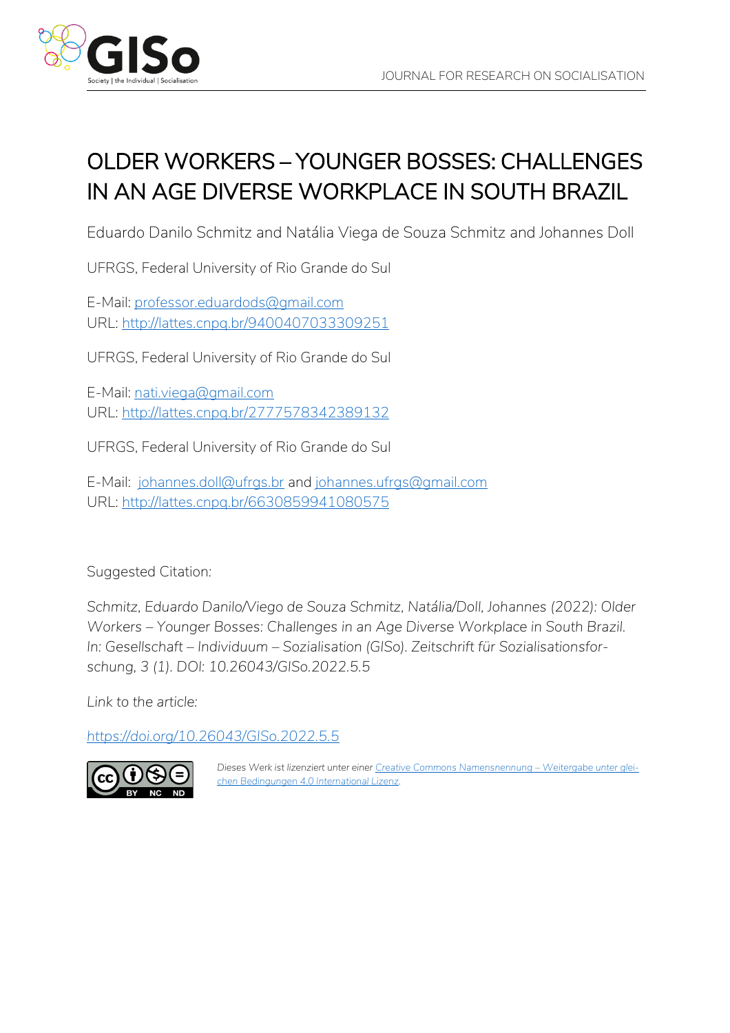# OLDER WORKERS – YOUNGER BOSSES: CHALLENGES IN AN AGE DIVERSE WORKPLACE IN SOUTH BRAZIL

Eduardo Danilo Schmitz and Natália Viega de Souza Schmitz and Johannes Doll

UFRGS, Federal University of Rio Grande do Sul

E-Mail: professor.eduardods@gmail.com
URL: http://lattes.cnpq.br/9400407033309251

UFRGS, Federal University of Rio Grande do Sul

E-Mail: nati.viega@gmail.com
URL: http://lattes.cnpq.br/2777578342389132

UFRGS, Federal University of Rio Grande do Sul

E-Mail: johannes.doll@ufrgs.br and johannes.ufrgs@gmail.com
URL: http://lattes.cnpq.br/6630859941080575

Suggested Citation:

*Schmitz, Eduardo Danilo/Viego de Souza Schmitz, Natália/Doll, Johannes (2022): Older Workers – Younger Bosses: Challenges in an Age Diverse Workplace in South Brazil. In: Gesellschaft – Individuum – Sozialisation (GISo). Zeitschrift für Sozialisationsforschung, 3 (1). DOI: 10.26043/GISo.2022.5.5*

*Link to the article:*

https://doi.org/10.26043/GISo.2022.5.5

*Dieses Werk ist lizenziert unter einer Creative Commons Namensnennung – Weitergabe unter gleichen Bedingungen 4.0 International Lizenz.*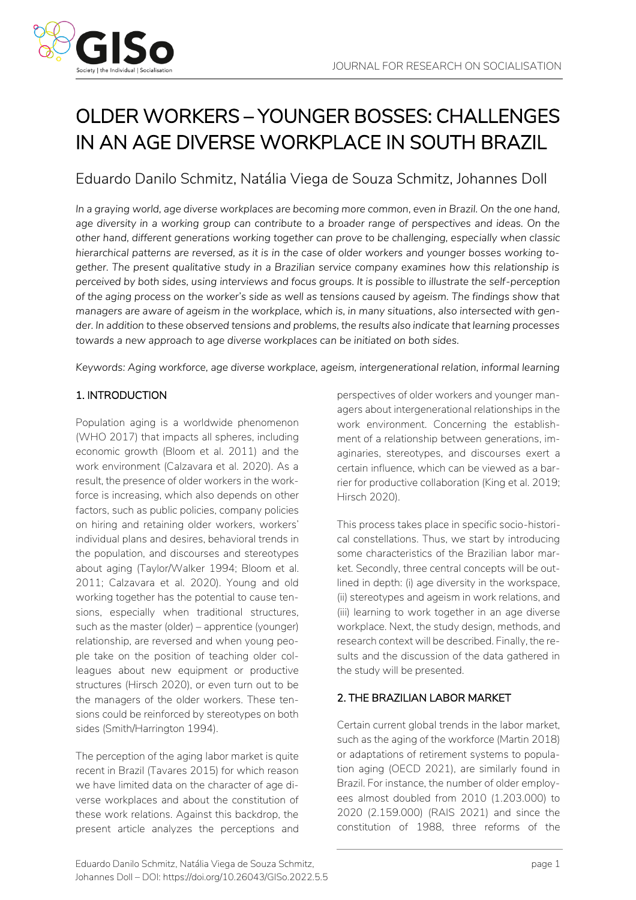# OLDER WORKERS – YOUNGER BOSSES: CHALLENGES IN AN AGE DIVERSE WORKPLACE IN SOUTH BRAZIL

Eduardo Danilo Schmitz, Natália Viega de Souza Schmitz, Johannes Doll

*In a graying world, age diverse workplaces are becoming more common, even in Brazil. On the one hand, age diversity in a working group can contribute to a broader range of perspectives and ideas. On the other hand, different generations working together can prove to be challenging, especially when classic hierarchical patterns are reversed, as it is in the case of older workers and younger bosses working together. The present qualitative study in a Brazilian service company examines how this relationship is perceived by both sides, using interviews and focus groups. It is possible to illustrate the self-perception of the aging process on the worker's side as well as tensions caused by ageism. The findings show that managers are aware of ageism in the workplace, which is, in many situations, also intersected with gender. In addition to these observed tensions and problems, the results also indicate that learning processes towards a new approach to age diverse workplaces can be initiated on both sides.*

*Keywords: Aging workforce, age diverse workplace, ageism, intergenerational relation, informal learning*

## 1. INTRODUCTION

Population aging is a worldwide phenomenon (WHO 2017) that impacts all spheres, including economic growth (Bloom et al. 2011) and the work environment (Calzavara et al. 2020). As a result, the presence of older workers in the workforce is increasing, which also depends on other factors, such as public policies, company policies on hiring and retaining older workers, workers' individual plans and desires, behavioral trends in the population, and discourses and stereotypes about aging (Taylor/Walker 1994; Bloom et al. 2011; Calzavara et al. 2020). Young and old working together has the potential to cause tensions, especially when traditional structures, such as the master (older) – apprentice (younger) relationship, are reversed and when young people take on the position of teaching older colleagues about new equipment or productive structures (Hirsch 2020), or even turn out to be the managers of the older workers. These tensions could be reinforced by stereotypes on both sides (Smith/Harrington 1994).

The perception of the aging labor market is quite recent in Brazil (Tavares 2015) for which reason we have limited data on the character of age diverse workplaces and about the constitution of these work relations. Against this backdrop, the present article analyzes the perceptions and perspectives of older workers and younger managers about intergenerational relationships in the work environment. Concerning the establishment of a relationship between generations, imaginaries, stereotypes, and discourses exert a certain influence, which can be viewed as a barrier for productive collaboration (King et al. 2019; Hirsch 2020).

This process takes place in specific socio-historical constellations. Thus, we start by introducing some characteristics of the Brazilian labor market. Secondly, three central concepts will be outlined in depth: (i) age diversity in the workspace, (ii) stereotypes and ageism in work relations, and (iii) learning to work together in an age diverse workplace. Next, the study design, methods, and research context will be described. Finally, the results and the discussion of the data gathered in the study will be presented.

## 2. THE BRAZILIAN LABOR MARKET

Certain current global trends in the labor market, such as the aging of the workforce (Martin 2018) or adaptations of retirement systems to population aging (OECD 2021), are similarly found in Brazil. For instance, the number of older employees almost doubled from 2010 (1.203.000) to 2020 (2.159.000) (RAIS 2021) and since the constitution of 1988, three reforms of the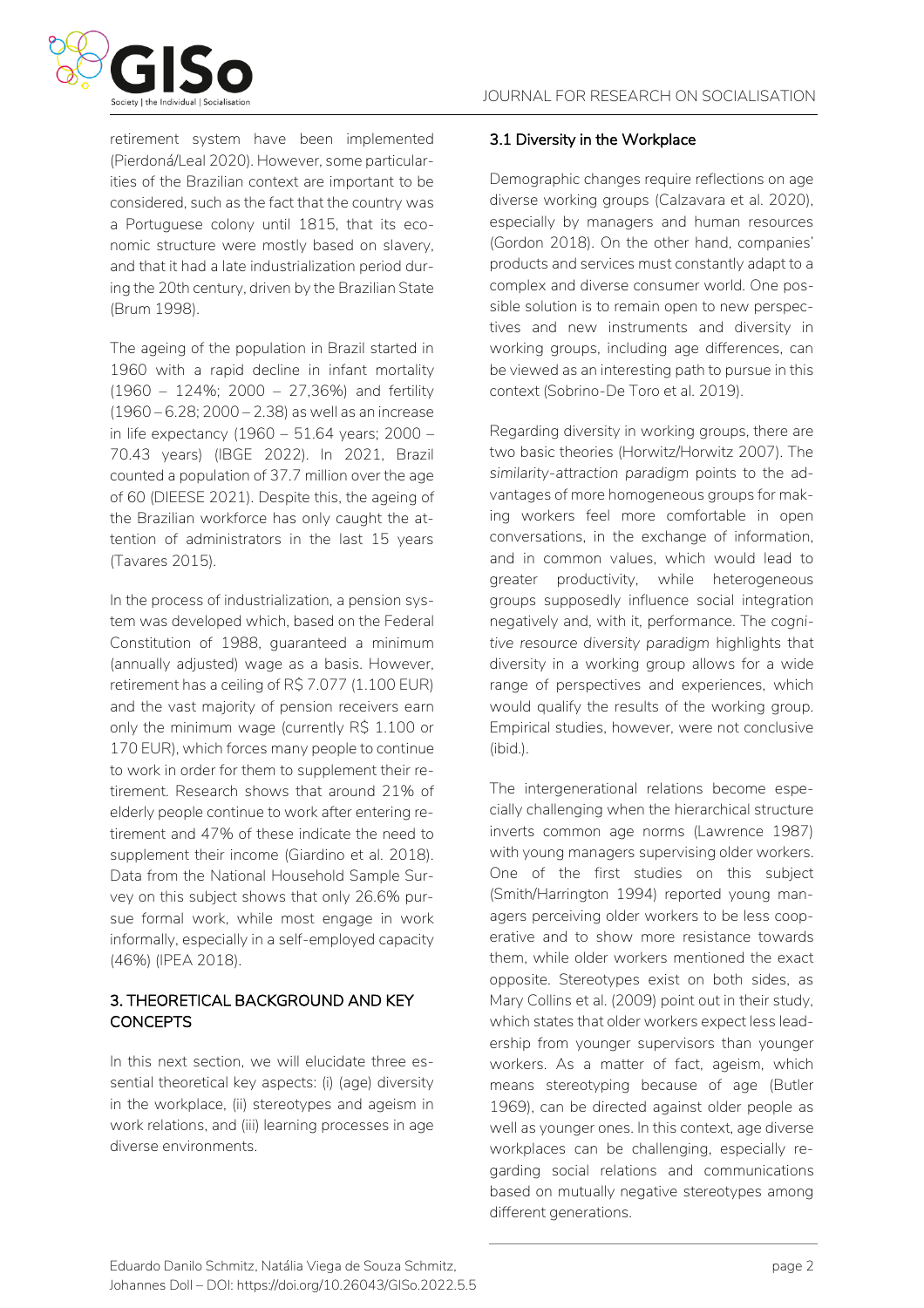retirement system have been implemented (Pierdoná/Leal 2020). However, some particularities of the Brazilian context are important to be considered, such as the fact that the country was a Portuguese colony until 1815, that its economic structure were mostly based on slavery, and that it had a late industrialization period during the 20th century, driven by the Brazilian State (Brum 1998).

The ageing of the population in Brazil started in 1960 with a rapid decline in infant mortality (1960 – 124%; 2000 – 27,36%) and fertility (1960 – 6.28; 2000 – 2.38) as well as an increase in life expectancy (1960 – 51.64 years; 2000 – 70.43 years) (IBGE 2022). In 2021, Brazil counted a population of 37.7 million over the age of 60 (DIEESE 2021). Despite this, the ageing of the Brazilian workforce has only caught the attention of administrators in the last 15 years (Tavares 2015).

In the process of industrialization, a pension system was developed which, based on the Federal Constitution of 1988, guaranteed a minimum (annually adjusted) wage as a basis. However, retirement has a ceiling of R$ 7.077 (1.100 EUR) and the vast majority of pension receivers earn only the minimum wage (currently R$ 1.100 or 170 EUR), which forces many people to continue to work in order for them to supplement their retirement. Research shows that around 21% of elderly people continue to work after entering retirement and 47% of these indicate the need to supplement their income (Giardino et al. 2018). Data from the National Household Sample Survey on this subject shows that only 26.6% pursue formal work, while most engage in work informally, especially in a self-employed capacity (46%) (IPEA 2018).

## 3. THEORETICAL BACKGROUND AND KEY CONCEPTS

In this next section, we will elucidate three essential theoretical key aspects: (i) (age) diversity in the workplace, (ii) stereotypes and ageism in work relations, and (iii) learning processes in age diverse environments.

### 3.1 Diversity in the Workplace

Demographic changes require reflections on age diverse working groups (Calzavara et al. 2020), especially by managers and human resources (Gordon 2018). On the other hand, companies' products and services must constantly adapt to a complex and diverse consumer world. One possible solution is to remain open to new perspectives and new instruments and diversity in working groups, including age differences, can be viewed as an interesting path to pursue in this context (Sobrino-De Toro et al. 2019).

Regarding diversity in working groups, there are two basic theories (Horwitz/Horwitz 2007). The *similarity-attraction paradigm* points to the advantages of more homogeneous groups for making workers feel more comfortable in open conversations, in the exchange of information, and in common values, which would lead to greater productivity, while heterogeneous groups supposedly influence social integration negatively and, with it, performance. The *cognitive resource diversity paradigm* highlights that diversity in a working group allows for a wide range of perspectives and experiences, which would qualify the results of the working group. Empirical studies, however, were not conclusive (ibid.).

The intergenerational relations become especially challenging when the hierarchical structure inverts common age norms (Lawrence 1987) with young managers supervising older workers. One of the first studies on this subject (Smith/Harrington 1994) reported young managers perceiving older workers to be less cooperative and to show more resistance towards them, while older workers mentioned the exact opposite. Stereotypes exist on both sides, as Mary Collins et al. (2009) point out in their study, which states that older workers expect less leadership from younger supervisors than younger workers. As a matter of fact, ageism, which means stereotyping because of age (Butler 1969), can be directed against older people as well as younger ones. In this context, age diverse workplaces can be challenging, especially regarding social relations and communications based on mutually negative stereotypes among different generations.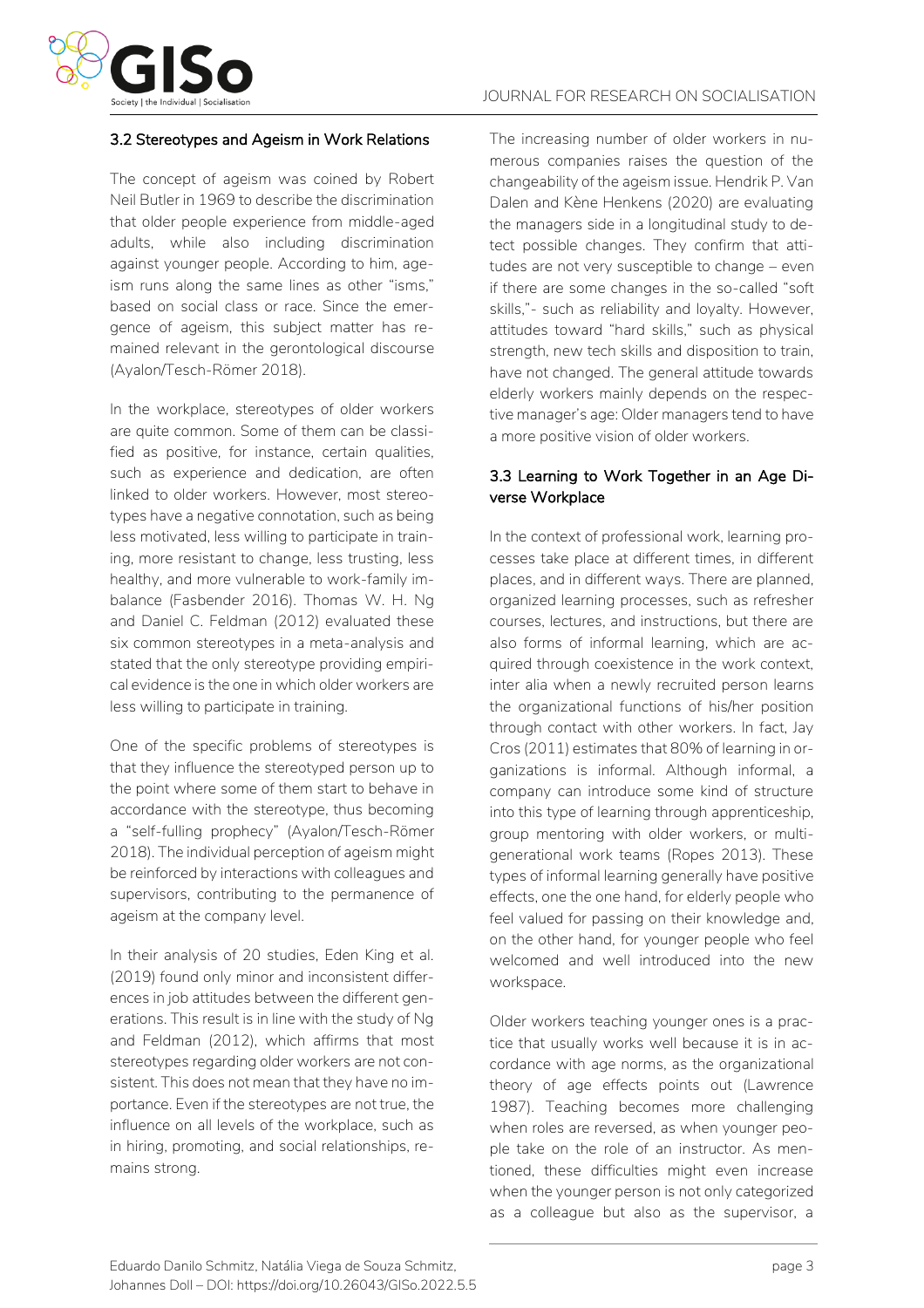### 3.2 Stereotypes and Ageism in Work Relations

The concept of ageism was coined by Robert Neil Butler in 1969 to describe the discrimination that older people experience from middle-aged adults, while also including discrimination against younger people. According to him, ageism runs along the same lines as other "isms," based on social class or race. Since the emergence of ageism, this subject matter has remained relevant in the gerontological discourse (Ayalon/Tesch-Römer 2018).

In the workplace, stereotypes of older workers are quite common. Some of them can be classified as positive, for instance, certain qualities, such as experience and dedication, are often linked to older workers. However, most stereotypes have a negative connotation, such as being less motivated, less willing to participate in training, more resistant to change, less trusting, less healthy, and more vulnerable to work-family imbalance (Fasbender 2016). Thomas W. H. Ng and Daniel C. Feldman (2012) evaluated these six common stereotypes in a meta-analysis and stated that the only stereotype providing empirical evidence is the one in which older workers are less willing to participate in training.

One of the specific problems of stereotypes is that they influence the stereotyped person up to the point where some of them start to behave in accordance with the stereotype, thus becoming a "self-fulling prophecy" (Ayalon/Tesch-Römer 2018). The individual perception of ageism might be reinforced by interactions with colleagues and supervisors, contributing to the permanence of ageism at the company level.

In their analysis of 20 studies, Eden King et al. (2019) found only minor and inconsistent differences in job attitudes between the different generations. This result is in line with the study of Ng and Feldman (2012), which affirms that most stereotypes regarding older workers are not consistent. This does not mean that they have no importance. Even if the stereotypes are not true, the influence on all levels of the workplace, such as in hiring, promoting, and social relationships, remains strong.

The increasing number of older workers in numerous companies raises the question of the changeability of the ageism issue. Hendrik P. Van Dalen and Kène Henkens (2020) are evaluating the managers side in a longitudinal study to detect possible changes. They confirm that attitudes are not very susceptible to change – even if there are some changes in the so-called "soft skills,"- such as reliability and loyalty. However, attitudes toward "hard skills," such as physical strength, new tech skills and disposition to train, have not changed. The general attitude towards elderly workers mainly depends on the respective manager's age: Older managers tend to have a more positive vision of older workers.

### 3.3 Learning to Work Together in an Age Diverse Workplace

In the context of professional work, learning processes take place at different times, in different places, and in different ways. There are planned, organized learning processes, such as refresher courses, lectures, and instructions, but there are also forms of informal learning, which are acquired through coexistence in the work context, inter alia when a newly recruited person learns the organizational functions of his/her position through contact with other workers. In fact, Jay Cros (2011) estimates that 80% of learning in organizations is informal. Although informal, a company can introduce some kind of structure into this type of learning through apprenticeship, group mentoring with older workers, or multigenerational work teams (Ropes 2013). These types of informal learning generally have positive effects, one the one hand, for elderly people who feel valued for passing on their knowledge and, on the other hand, for younger people who feel welcomed and well introduced into the new workspace.

Older workers teaching younger ones is a practice that usually works well because it is in accordance with age norms, as the organizational theory of age effects points out (Lawrence 1987). Teaching becomes more challenging when roles are reversed, as when younger people take on the role of an instructor. As mentioned, these difficulties might even increase when the younger person is not only categorized as a colleague but also as the supervisor, a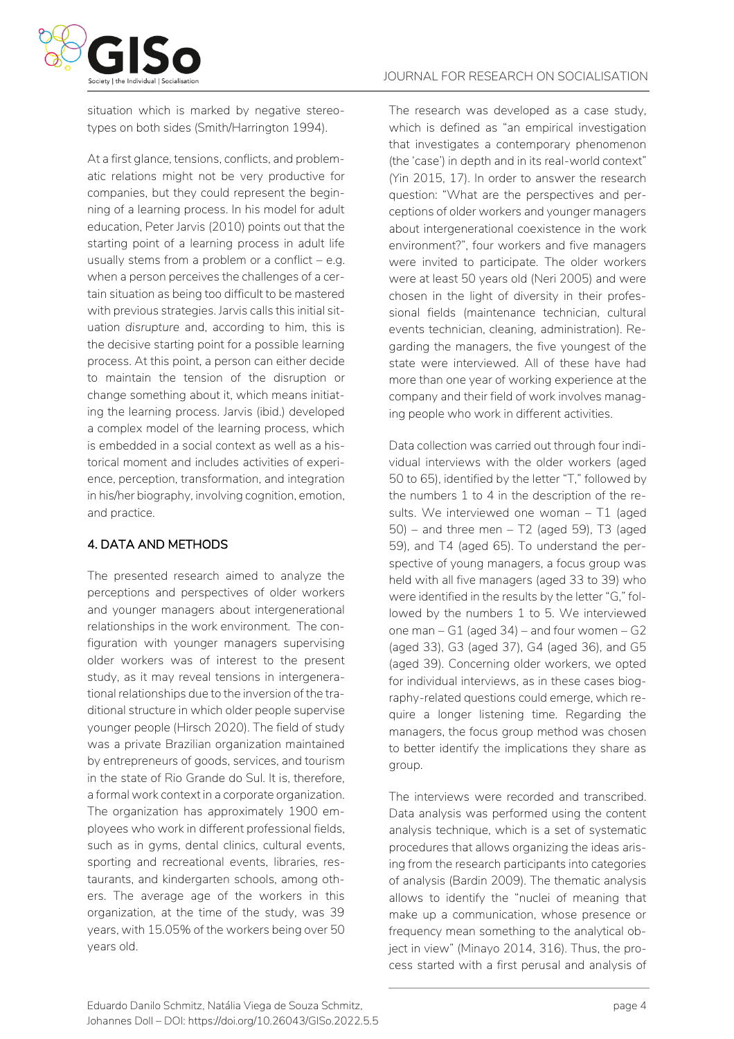situation which is marked by negative stereotypes on both sides (Smith/Harrington 1994).

At a first glance, tensions, conflicts, and problematic relations might not be very productive for companies, but they could represent the beginning of a learning process. In his model for adult education, Peter Jarvis (2010) points out that the starting point of a learning process in adult life usually stems from a problem or a conflict – e.g. when a person perceives the challenges of a certain situation as being too difficult to be mastered with previous strategies. Jarvis calls this initial situation *disrupture* and, according to him, this is the decisive starting point for a possible learning process. At this point, a person can either decide to maintain the tension of the disruption or change something about it, which means initiating the learning process. Jarvis (ibid.) developed a complex model of the learning process, which is embedded in a social context as well as a historical moment and includes activities of experience, perception, transformation, and integration in his/her biography, involving cognition, emotion, and practice.

## 4. DATA AND METHODS

The presented research aimed to analyze the perceptions and perspectives of older workers and younger managers about intergenerational relationships in the work environment. The configuration with younger managers supervising older workers was of interest to the present study, as it may reveal tensions in intergenerational relationships due to the inversion of the traditional structure in which older people supervise younger people (Hirsch 2020). The field of study was a private Brazilian organization maintained by entrepreneurs of goods, services, and tourism in the state of Rio Grande do Sul. It is, therefore, a formal work context in a corporate organization. The organization has approximately 1900 employees who work in different professional fields, such as in gyms, dental clinics, cultural events, sporting and recreational events, libraries, restaurants, and kindergarten schools, among others. The average age of the workers in this organization, at the time of the study, was 39 years, with 15.05% of the workers being over 50 years old.

The research was developed as a case study, which is defined as "an empirical investigation that investigates a contemporary phenomenon (the 'case') in depth and in its real-world context" (Yin 2015, 17). In order to answer the research question: "What are the perspectives and perceptions of older workers and younger managers about intergenerational coexistence in the work environment?", four workers and five managers were invited to participate. The older workers were at least 50 years old (Neri 2005) and were chosen in the light of diversity in their professional fields (maintenance technician, cultural events technician, cleaning, administration). Regarding the managers, the five youngest of the state were interviewed. All of these have had more than one year of working experience at the company and their field of work involves managing people who work in different activities.

Data collection was carried out through four individual interviews with the older workers (aged 50 to 65), identified by the letter "T," followed by the numbers 1 to 4 in the description of the results. We interviewed one woman – T1 (aged 50) – and three men – T2 (aged 59), T3 (aged 59), and T4 (aged 65). To understand the perspective of young managers, a focus group was held with all five managers (aged 33 to 39) who were identified in the results by the letter "G," followed by the numbers 1 to 5. We interviewed one man – G1 (aged 34) – and four women – G2 (aged 33), G3 (aged 37), G4 (aged 36), and G5 (aged 39). Concerning older workers, we opted for individual interviews, as in these cases biography-related questions could emerge, which require a longer listening time. Regarding the managers, the focus group method was chosen to better identify the implications they share as group.

The interviews were recorded and transcribed. Data analysis was performed using the content analysis technique, which is a set of systematic procedures that allows organizing the ideas arising from the research participants into categories of analysis (Bardin 2009). The thematic analysis allows to identify the "nuclei of meaning that make up a communication, whose presence or frequency mean something to the analytical object in view" (Minayo 2014, 316). Thus, the process started with a first perusal and analysis of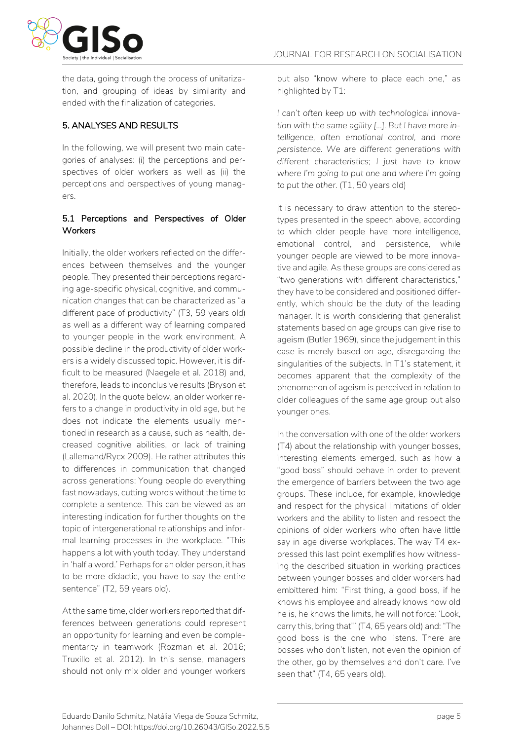the data, going through the process of unitarization, and grouping of ideas by similarity and ended with the finalization of categories.

## 5. ANALYSES AND RESULTS

In the following, we will present two main categories of analyses: (i) the perceptions and perspectives of older workers as well as (ii) the perceptions and perspectives of young managers.

### 5.1 Perceptions and Perspectives of Older Workers

Initially, the older workers reflected on the differences between themselves and the younger people. They presented their perceptions regarding age-specific physical, cognitive, and communication changes that can be characterized as "a different pace of productivity" (T3, 59 years old) as well as a different way of learning compared to younger people in the work environment. A possible decline in the productivity of older workers is a widely discussed topic. However, it is difficult to be measured (Naegele et al. 2018) and, therefore, leads to inconclusive results (Bryson et al. 2020). In the quote below, an older worker refers to a change in productivity in old age, but he does not indicate the elements usually mentioned in research as a cause, such as health, decreased cognitive abilities, or lack of training (Lallemand/Rycx 2009). He rather attributes this to differences in communication that changed across generations: Young people do everything fast nowadays, cutting words without the time to complete a sentence. This can be viewed as an interesting indication for further thoughts on the topic of intergenerational relationships and informal learning processes in the workplace. "This happens a lot with youth today. They understand in 'half a word.' Perhaps for an older person, it has to be more didactic, you have to say the entire sentence" (T2, 59 years old).

At the same time, older workers reported that differences between generations could represent an opportunity for learning and even be complementarity in teamwork (Rozman et al. 2016; Truxillo et al. 2012). In this sense, managers should not only mix older and younger workers but also "know where to place each one," as highlighted by T1:

*I can't often keep up with technological innovation with the same agility […]. But I have more intelligence, often emotional control, and more persistence. We are different generations with different characteristics; I just have to know where I'm going to put one and where I'm going to put the other.* (T1, 50 years old)

It is necessary to draw attention to the stereotypes presented in the speech above, according to which older people have more intelligence, emotional control, and persistence, while younger people are viewed to be more innovative and agile. As these groups are considered as "two generations with different characteristics," they have to be considered and positioned differently, which should be the duty of the leading manager. It is worth considering that generalist statements based on age groups can give rise to ageism (Butler 1969), since the judgement in this case is merely based on age, disregarding the singularities of the subjects. In T1's statement, it becomes apparent that the complexity of the phenomenon of ageism is perceived in relation to older colleagues of the same age group but also younger ones.

In the conversation with one of the older workers (T4) about the relationship with younger bosses, interesting elements emerged, such as how a "good boss" should behave in order to prevent the emergence of barriers between the two age groups. These include, for example, knowledge and respect for the physical limitations of older workers and the ability to listen and respect the opinions of older workers who often have little say in age diverse workplaces. The way T4 expressed this last point exemplifies how witnessing the described situation in working practices between younger bosses and older workers had embittered him: "First thing, a good boss, if he knows his employee and already knows how old he is, he knows the limits, he will not force: 'Look, carry this, bring that'" (T4, 65 years old) and: "The good boss is the one who listens. There are bosses who don't listen, not even the opinion of the other, go by themselves and don't care. I've seen that" (T4, 65 years old).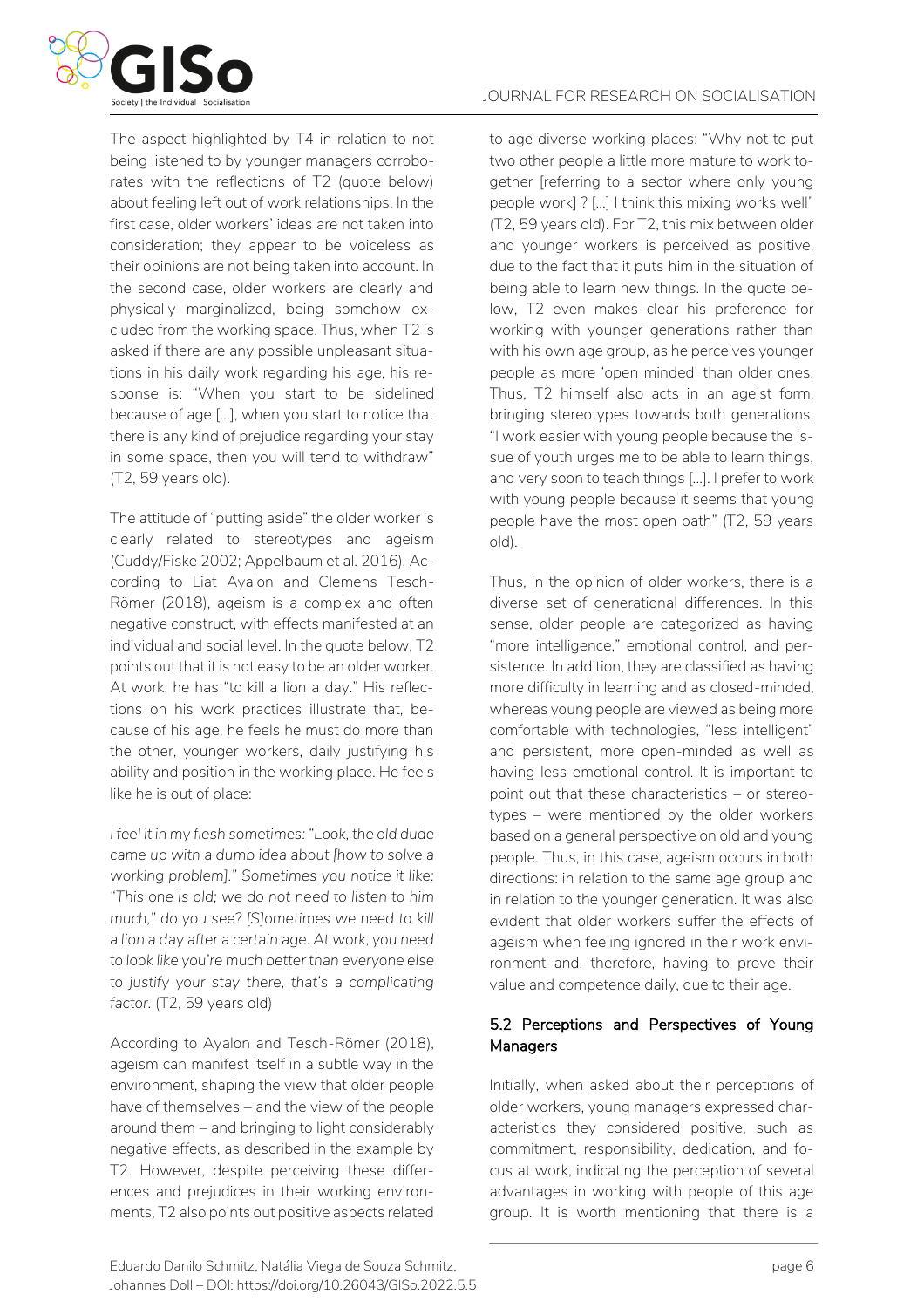The aspect highlighted by T4 in relation to not being listened to by younger managers corroborates with the reflections of T2 (quote below) about feeling left out of work relationships. In the first case, older workers' ideas are not taken into consideration; they appear to be voiceless as their opinions are not being taken into account. In the second case, older workers are clearly and physically marginalized, being somehow excluded from the working space. Thus, when T2 is asked if there are any possible unpleasant situations in his daily work regarding his age, his response is: "When you start to be sidelined because of age […], when you start to notice that there is any kind of prejudice regarding your stay in some space, then you will tend to withdraw" (T2, 59 years old).

The attitude of "putting aside" the older worker is clearly related to stereotypes and ageism (Cuddy/Fiske 2002; Appelbaum et al. 2016). According to Liat Ayalon and Clemens Tesch-Römer (2018), ageism is a complex and often negative construct, with effects manifested at an individual and social level. In the quote below, T2 points out that it is not easy to be an older worker. At work, he has "to kill a lion a day." His reflections on his work practices illustrate that, because of his age, he feels he must do more than the other, younger workers, daily justifying his ability and position in the working place. He feels like he is out of place:

*I feel it in my flesh sometimes: "Look, the old dude came up with a dumb idea about [how to solve a working problem]." Sometimes you notice it like: "This one is old; we do not need to listen to him much," do you see? [S]ometimes we need to kill a lion a day after a certain age. At work, you need to look like you're much better than everyone else to justify your stay there, that's a complicating factor.* (T2, 59 years old)

According to Ayalon and Tesch-Römer (2018), ageism can manifest itself in a subtle way in the environment, shaping the view that older people have of themselves – and the view of the people around them – and bringing to light considerably negative effects, as described in the example by T2. However, despite perceiving these differences and prejudices in their working environments, T2 also points out positive aspects related to age diverse working places: "Why not to put two other people a little more mature to work together [referring to a sector where only young people work] ? […] I think this mixing works well" (T2, 59 years old). For T2, this mix between older and younger workers is perceived as positive, due to the fact that it puts him in the situation of being able to learn new things. In the quote below, T2 even makes clear his preference for working with younger generations rather than with his own age group, as he perceives younger people as more 'open minded' than older ones. Thus, T2 himself also acts in an ageist form, bringing stereotypes towards both generations. "I work easier with young people because the issue of youth urges me to be able to learn things, and very soon to teach things […]. I prefer to work with young people because it seems that young people have the most open path" (T2, 59 years old).

Thus, in the opinion of older workers, there is a diverse set of generational differences. In this sense, older people are categorized as having "more intelligence," emotional control, and persistence. In addition, they are classified as having more difficulty in learning and as closed-minded, whereas young people are viewed as being more comfortable with technologies, "less intelligent" and persistent, more open-minded as well as having less emotional control. It is important to point out that these characteristics – or stereotypes – were mentioned by the older workers based on a general perspective on old and young people. Thus, in this case, ageism occurs in both directions: in relation to the same age group and in relation to the younger generation. It was also evident that older workers suffer the effects of ageism when feeling ignored in their work environment and, therefore, having to prove their value and competence daily, due to their age.

### 5.2 Perceptions and Perspectives of Young Managers

Initially, when asked about their perceptions of older workers, young managers expressed characteristics they considered positive, such as commitment, responsibility, dedication, and focus at work, indicating the perception of several advantages in working with people of this age group. It is worth mentioning that there is a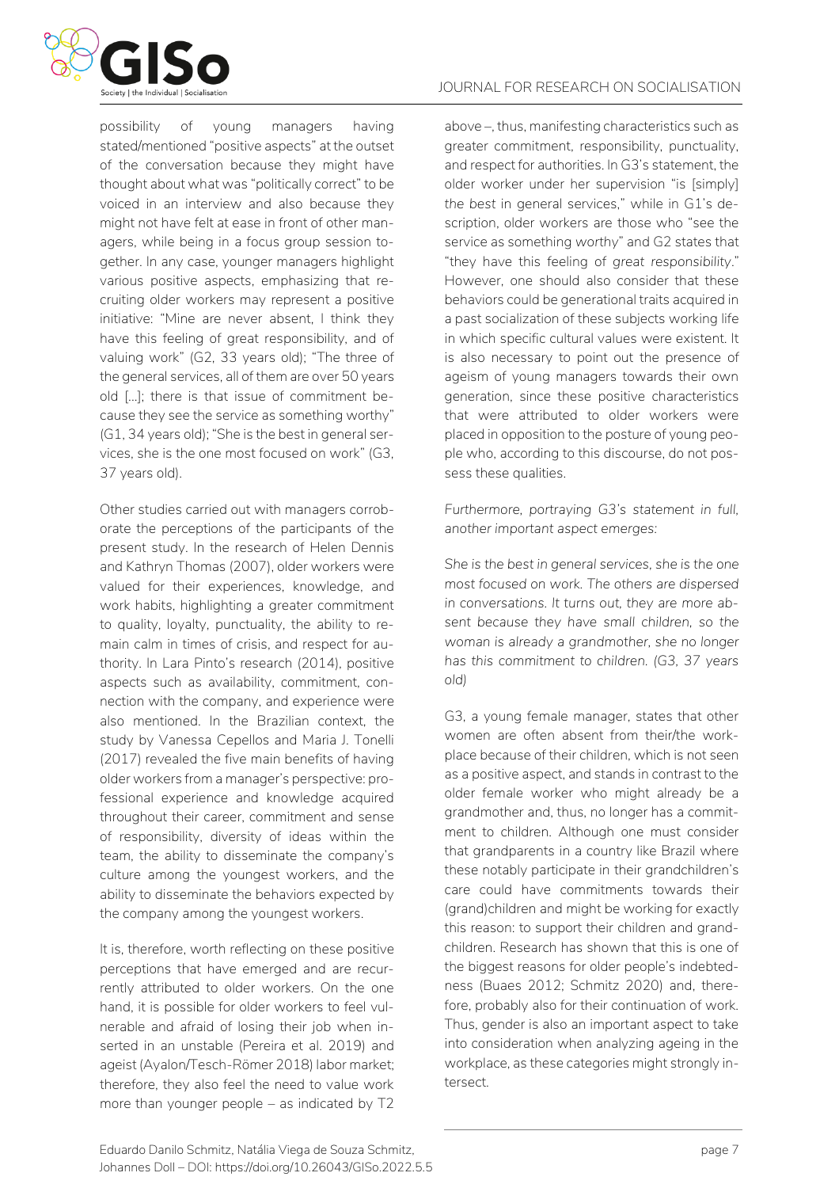possibility of young managers having stated/mentioned "positive aspects" at the outset of the conversation because they might have thought about what was "politically correct" to be voiced in an interview and also because they might not have felt at ease in front of other managers, while being in a focus group session together. In any case, younger managers highlight various positive aspects, emphasizing that recruiting older workers may represent a positive initiative: "Mine are never absent, I think they have this feeling of great responsibility, and of valuing work" (G2, 33 years old); "The three of the general services, all of them are over 50 years old [...]; there is that issue of commitment because they see the service as something worthy" (G1, 34 years old); "She is the best in general services, she is the one most focused on work" (G3, 37 years old).

Other studies carried out with managers corroborate the perceptions of the participants of the present study. In the research of Helen Dennis and Kathryn Thomas (2007), older workers were valued for their experiences, knowledge, and work habits, highlighting a greater commitment to quality, loyalty, punctuality, the ability to remain calm in times of crisis, and respect for authority. In Lara Pinto's research (2014), positive aspects such as availability, commitment, connection with the company, and experience were also mentioned. In the Brazilian context, the study by Vanessa Cepellos and Maria J. Tonelli (2017) revealed the five main benefits of having older workers from a manager's perspective: professional experience and knowledge acquired throughout their career, commitment and sense of responsibility, diversity of ideas within the team, the ability to disseminate the company's culture among the youngest workers, and the ability to disseminate the behaviors expected by the company among the youngest workers.

It is, therefore, worth reflecting on these positive perceptions that have emerged and are recurrently attributed to older workers. On the one hand, it is possible for older workers to feel vulnerable and afraid of losing their job when inserted in an unstable (Pereira et al. 2019) and ageist (Ayalon/Tesch-Römer 2018) labor market; therefore, they also feel the need to value work more than younger people – as indicated by T2 above –, thus, manifesting characteristics such as greater commitment, responsibility, punctuality, and respect for authorities. In G3's statement, the older worker under her supervision "is [simply] *the best* in general services," while in G1's description, older workers are those who "see the service as something *worthy*" and G2 states that "they have this feeling of *great responsibility*." However, one should also consider that these behaviors could be generational traits acquired in a past socialization of these subjects working life in which specific cultural values were existent. It is also necessary to point out the presence of ageism of young managers towards their own generation, since these positive characteristics that were attributed to older workers were placed in opposition to the posture of young people who, according to this discourse, do not possess these qualities.

*Furthermore, portraying G3's statement in full, another important aspect emerges:*

*She is the best in general services, she is the one most focused on work. The others are dispersed in conversations. It turns out, they are more absent because they have small children, so the woman is already a grandmother, she no longer has this commitment to children. (G3, 37 years old)*

G3, a young female manager, states that other women are often absent from their/the workplace because of their children, which is not seen as a positive aspect, and stands in contrast to the older female worker who might already be a grandmother and, thus, no longer has a commitment to children. Although one must consider that grandparents in a country like Brazil where these notably participate in their grandchildren's care could have commitments towards their (grand)children and might be working for exactly this reason: to support their children and grandchildren. Research has shown that this is one of the biggest reasons for older people's indebtedness (Buaes 2012; Schmitz 2020) and, therefore, probably also for their continuation of work. Thus, gender is also an important aspect to take into consideration when analyzing ageing in the workplace, as these categories might strongly intersect.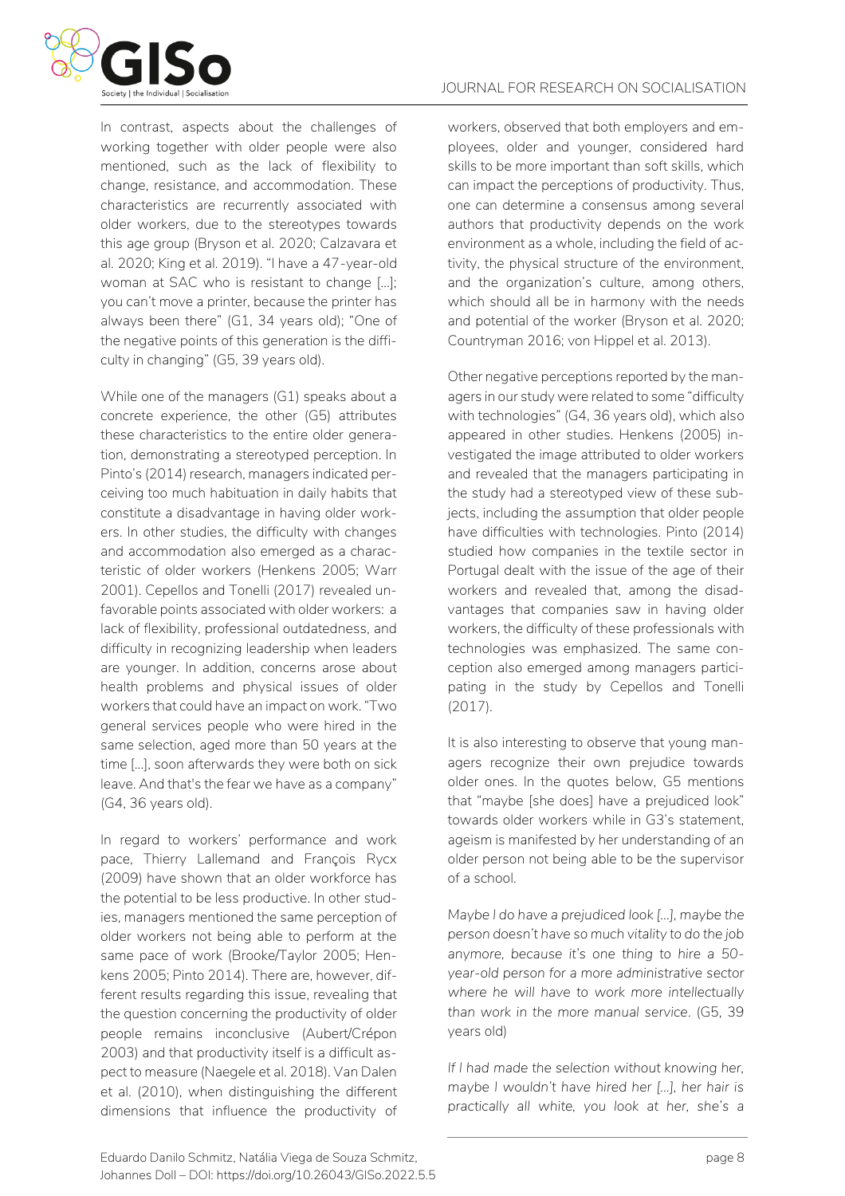In contrast, aspects about the challenges of working together with older people were also mentioned, such as the lack of flexibility to change, resistance, and accommodation. These characteristics are recurrently associated with older workers, due to the stereotypes towards this age group (Bryson et al. 2020; Calzavara et al. 2020; King et al. 2019). "I have a 47-year-old woman at SAC who is resistant to change […]; you can't move a printer, because the printer has always been there" (G1, 34 years old); "One of the negative points of this generation is the difficulty in changing" (G5, 39 years old).

While one of the managers (G1) speaks about a concrete experience, the other (G5) attributes these characteristics to the entire older generation, demonstrating a stereotyped perception. In Pinto's (2014) research, managers indicated perceiving too much habituation in daily habits that constitute a disadvantage in having older workers. In other studies, the difficulty with changes and accommodation also emerged as a characteristic of older workers (Henkens 2005; Warr 2001). Cepellos and Tonelli (2017) revealed unfavorable points associated with older workers: a lack of flexibility, professional outdatedness, and difficulty in recognizing leadership when leaders are younger. In addition, concerns arose about health problems and physical issues of older workers that could have an impact on work. "Two general services people who were hired in the same selection, aged more than 50 years at the time […], soon afterwards they were both on sick leave. And that's the fear we have as a company" (G4, 36 years old).

In regard to workers' performance and work pace, Thierry Lallemand and François Rycx (2009) have shown that an older workforce has the potential to be less productive. In other studies, managers mentioned the same perception of older workers not being able to perform at the same pace of work (Brooke/Taylor 2005; Henkens 2005; Pinto 2014). There are, however, different results regarding this issue, revealing that the question concerning the productivity of older people remains inconclusive (Aubert/Crépon 2003) and that productivity itself is a difficult aspect to measure (Naegele et al. 2018). Van Dalen et al. (2010), when distinguishing the different dimensions that influence the productivity of workers, observed that both employers and employees, older and younger, considered hard skills to be more important than soft skills, which can impact the perceptions of productivity. Thus, one can determine a consensus among several authors that productivity depends on the work environment as a whole, including the field of activity, the physical structure of the environment, and the organization's culture, among others, which should all be in harmony with the needs and potential of the worker (Bryson et al. 2020; Countryman 2016; von Hippel et al. 2013).

Other negative perceptions reported by the managers in our study were related to some "difficulty with technologies" (G4, 36 years old), which also appeared in other studies. Henkens (2005) investigated the image attributed to older workers and revealed that the managers participating in the study had a stereotyped view of these subjects, including the assumption that older people have difficulties with technologies. Pinto (2014) studied how companies in the textile sector in Portugal dealt with the issue of the age of their workers and revealed that, among the disadvantages that companies saw in having older workers, the difficulty of these professionals with technologies was emphasized. The same conception also emerged among managers participating in the study by Cepellos and Tonelli (2017).

It is also interesting to observe that young managers recognize their own prejudice towards older ones. In the quotes below, G5 mentions that "maybe [she does] have a prejudiced look" towards older workers while in G3's statement, ageism is manifested by her understanding of an older person not being able to be the supervisor of a school.

*Maybe I do have a prejudiced look […], maybe the person doesn't have so much vitality to do the job anymore, because it's one thing to hire a 50-year-old person for a more administrative sector where he will have to work more intellectually than work in the more manual service.* (G5, 39 years old)

*If I had made the selection without knowing her, maybe I wouldn't have hired her […], her hair is practically all white, you look at her, she's a*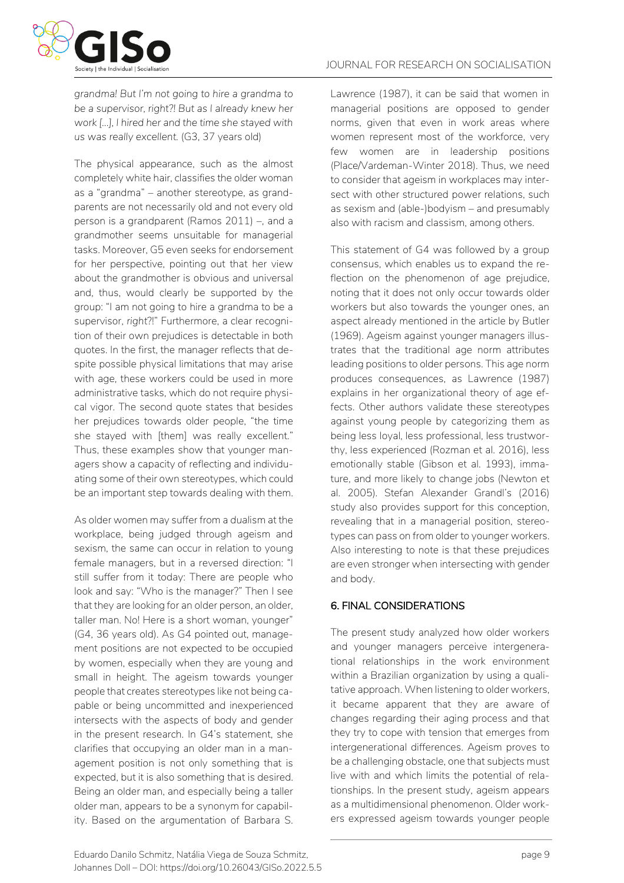*grandma! But I'm not going to hire a grandma to be a supervisor, right?! But as I already knew her work [...], I hired her and the time she stayed with us was really excellent.* (G3, 37 years old)

The physical appearance, such as the almost completely white hair, classifies the older woman as a "grandma" – another stereotype, as grandparents are not necessarily old and not every old person is a grandparent (Ramos 2011) –, and a grandmother seems unsuitable for managerial tasks. Moreover, G5 even seeks for endorsement for her perspective, pointing out that her view about the grandmother is obvious and universal and, thus, would clearly be supported by the group: "I am not going to hire a grandma to be a supervisor, *right*?!" Furthermore, a clear recognition of their own prejudices is detectable in both quotes. In the first, the manager reflects that despite possible physical limitations that may arise with age, these workers could be used in more administrative tasks, which do not require physical vigor. The second quote states that besides her prejudices towards older people, "the time she stayed with [them] was really excellent." Thus, these examples show that younger managers show a capacity of reflecting and individuating some of their own stereotypes, which could be an important step towards dealing with them.

As older women may suffer from a dualism at the workplace, being judged through ageism and sexism, the same can occur in relation to young female managers, but in a reversed direction: "I still suffer from it today: There are people who look and say: "Who is the manager?" Then I see that they are looking for an older person, an older, taller man. No! Here is a short woman, younger" (G4, 36 years old). As G4 pointed out, management positions are not expected to be occupied by women, especially when they are young and small in height. The ageism towards younger people that creates stereotypes like not being capable or being uncommitted and inexperienced intersects with the aspects of body and gender in the present research. In G4's statement, she clarifies that occupying an older man in a management position is not only something that is expected, but it is also something that is desired. Being an older man, and especially being a taller older man, appears to be a synonym for capability. Based on the argumentation of Barbara S. Lawrence (1987), it can be said that women in managerial positions are opposed to gender norms, given that even in work areas where women represent most of the workforce, very few women are in leadership positions (Place/Vardeman-Winter 2018). Thus, we need to consider that ageism in workplaces may intersect with other structured power relations, such as sexism and (able-)bodyism – and presumably also with racism and classism, among others.

This statement of G4 was followed by a group consensus, which enables us to expand the reflection on the phenomenon of age prejudice, noting that it does not only occur towards older workers but also towards the younger ones, an aspect already mentioned in the article by Butler (1969). Ageism against younger managers illustrates that the traditional age norm attributes leading positions to older persons. This age norm produces consequences, as Lawrence (1987) explains in her organizational theory of age effects. Other authors validate these stereotypes against young people by categorizing them as being less loyal, less professional, less trustworthy, less experienced (Rozman et al. 2016), less emotionally stable (Gibson et al. 1993), immature, and more likely to change jobs (Newton et al. 2005). Stefan Alexander Grandl's (2016) study also provides support for this conception, revealing that in a managerial position, stereotypes can pass on from older to younger workers. Also interesting to note is that these prejudices are even stronger when intersecting with gender and body.

## 6. FINAL CONSIDERATIONS

The present study analyzed how older workers and younger managers perceive intergenerational relationships in the work environment within a Brazilian organization by using a qualitative approach. When listening to older workers, it became apparent that they are aware of changes regarding their aging process and that they try to cope with tension that emerges from intergenerational differences. Ageism proves to be a challenging obstacle, one that subjects must live with and which limits the potential of relationships. In the present study, ageism appears as a multidimensional phenomenon. Older workers expressed ageism towards younger people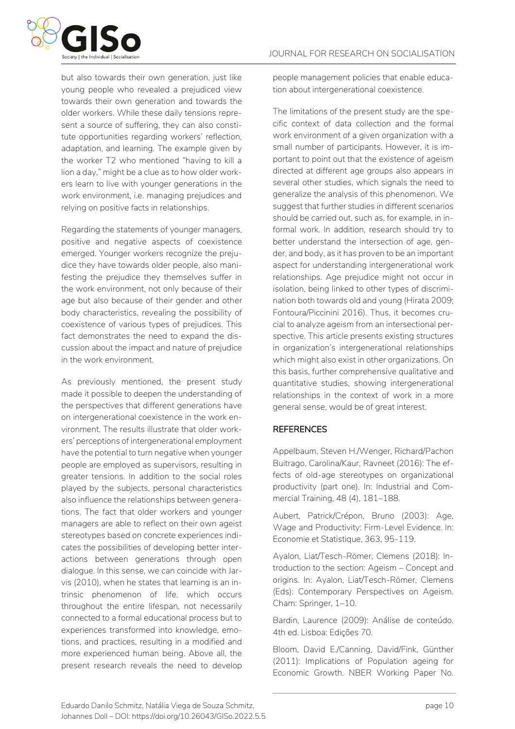but also towards their own generation, just like young people who revealed a prejudiced view towards their own generation and towards the older workers. While these daily tensions represent a source of suffering, they can also constitute opportunities regarding workers' reflection, adaptation, and learning. The example given by the worker T2 who mentioned "having to kill a lion a day," might be a clue as to how older workers learn to live with younger generations in the work environment, i.e. managing prejudices and relying on positive facts in relationships.

Regarding the statements of younger managers, positive and negative aspects of coexistence emerged. Younger workers recognize the prejudice they have towards older people, also manifesting the prejudice they themselves suffer in the work environment, not only because of their age but also because of their gender and other body characteristics, revealing the possibility of coexistence of various types of prejudices. This fact demonstrates the need to expand the discussion about the impact and nature of prejudice in the work environment.

As previously mentioned, the present study made it possible to deepen the understanding of the perspectives that different generations have on intergenerational coexistence in the work environment. The results illustrate that older workers' perceptions of intergenerational employment have the potential to turn negative when younger people are employed as supervisors, resulting in greater tensions. In addition to the social roles played by the subjects, personal characteristics also influence the relationships between generations. The fact that older workers and younger managers are able to reflect on their own ageist stereotypes based on concrete experiences indicates the possibilities of developing better interactions between generations through open dialogue. In this sense, we can coincide with Jarvis (2010), when he states that learning is an intrinsic phenomenon of life, which occurs throughout the entire lifespan, not necessarily connected to a formal educational process but to experiences transformed into knowledge, emotions, and practices, resulting in a modified and more experienced human being. Above all, the present research reveals the need to develop people management policies that enable education about intergenerational coexistence.

The limitations of the present study are the specific context of data collection and the formal work environment of a given organization with a small number of participants. However, it is important to point out that the existence of ageism directed at different age groups also appears in several other studies, which signals the need to generalize the analysis of this phenomenon. We suggest that further studies in different scenarios should be carried out, such as, for example, in informal work. In addition, research should try to better understand the intersection of age, gender, and body, as it has proven to be an important aspect for understanding intergenerational work relationships. Age prejudice might not occur in isolation, being linked to other types of discrimination both towards old and young (Hirata 2009; Fontoura/Piccinini 2016). Thus, it becomes crucial to analyze ageism from an intersectional perspective. This article presents existing structures in organization's intergenerational relationships which might also exist in other organizations. On this basis, further comprehensive qualitative and quantitative studies, showing intergenerational relationships in the context of work in a more general sense, would be of great interest.

## REFERENCES

Appelbaum, Steven H./Wenger, Richard/Pachon Buitrago, Carolina/Kaur, Ravneet (2016): The effects of old-age stereotypes on organizational productivity (part one). In: Industrial and Commercial Training, 48 (4), 181–188.

Aubert, Patrick/Crépon, Bruno (2003): Age, Wage and Productivity: Firm-Level Evidence. In: Economie et Statistique, 363, 95-119.

Ayalon, Liat/Tesch-Römer, Clemens (2018): Introduction to the section: Ageism – Concept and origins. In: Ayalon, Liat/Tesch-Römer, Clemens (Eds): Contemporary Perspectives on Ageism. Cham: Springer, 1–10.

Bardin, Laurence (2009): Análise de conteúdo. 4th ed. Lisboa: Edições 70.

Bloom, David E./Canning, David/Fink, Günther (2011): Implications of Population ageing for Economic Growth. NBER Working Paper No.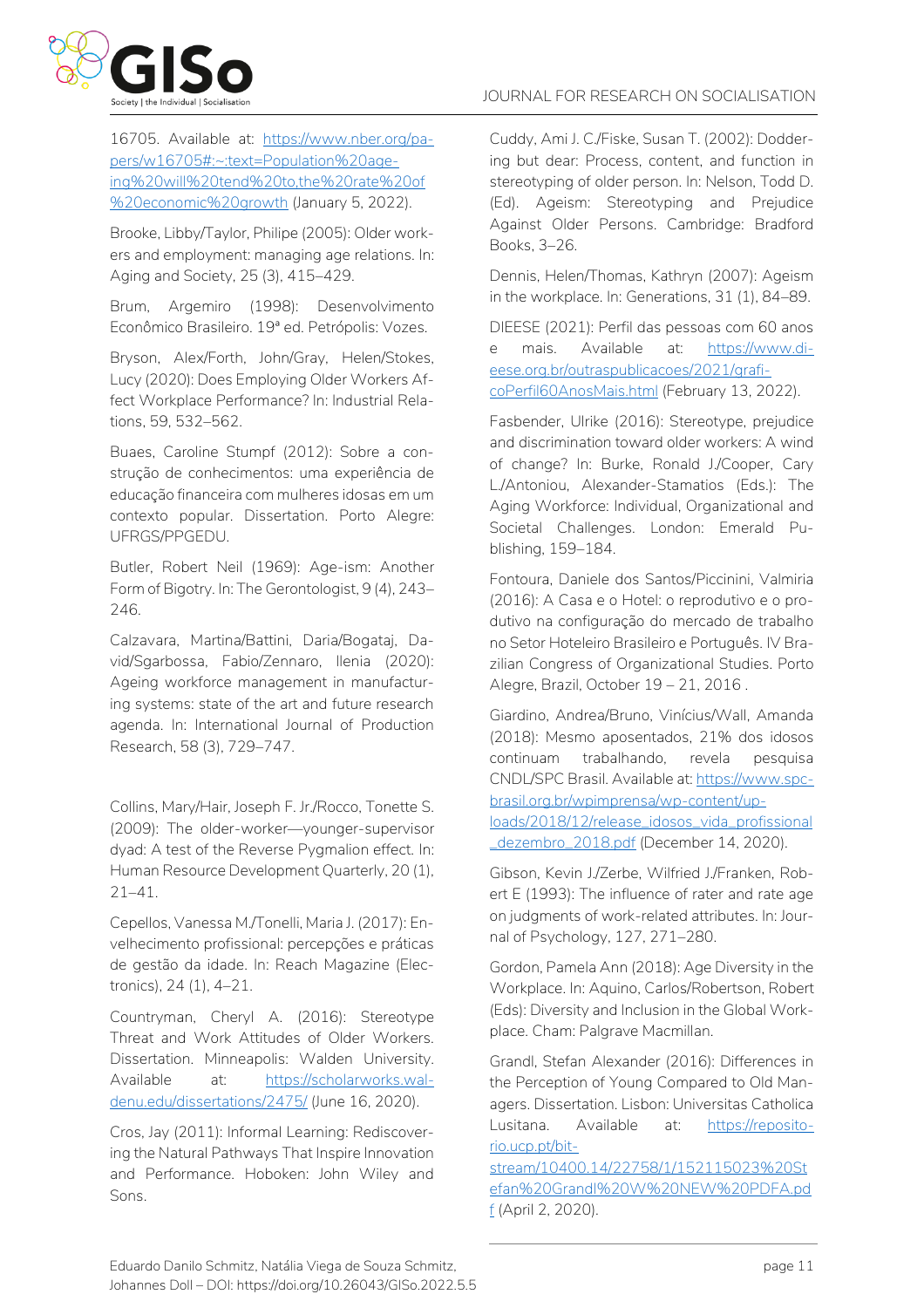16705. Available at: https://www.nber.org/papers/w16705#:~:text=Population%20ageing%20will%20tend%20to,the%20rate%20of%20economic%20growth (January 5, 2022).

Brooke, Libby/Taylor, Philipe (2005): Older workers and employment: managing age relations. In: Aging and Society, 25 (3), 415–429.

Brum, Argemiro (1998): Desenvolvimento Econômico Brasileiro. 19ª ed. Petrópolis: Vozes.

Bryson, Alex/Forth, John/Gray, Helen/Stokes, Lucy (2020): Does Employing Older Workers Affect Workplace Performance? In: Industrial Relations, 59, 532–562.

Buaes, Caroline Stumpf (2012): Sobre a construção de conhecimentos: uma experiência de educação financeira com mulheres idosas em um contexto popular. Dissertation. Porto Alegre: UFRGS/PPGEDU.

Butler, Robert Neil (1969): Age-ism: Another Form of Bigotry. In: The Gerontologist, 9 (4), 243–246.

Calzavara, Martina/Battini, Daria/Bogataj, David/Sgarbossa, Fabio/Zennaro, Ilenia (2020): Ageing workforce management in manufacturing systems: state of the art and future research agenda. In: International Journal of Production Research, 58 (3), 729–747.

Collins, Mary/Hair, Joseph F. Jr./Rocco, Tonette S. (2009): The older-worker—younger-supervisor dyad: A test of the Reverse Pygmalion effect. In: Human Resource Development Quarterly, 20 (1), 21–41.

Cepellos, Vanessa M./Tonelli, Maria J. (2017): Envelhecimento profissional: percepções e práticas de gestão da idade. In: Reach Magazine (Electronics), 24 (1), 4–21.

Countryman, Cheryl A. (2016): Stereotype Threat and Work Attitudes of Older Workers. Dissertation. Minneapolis: Walden University. Available at: https://scholarworks.waldenu.edu/dissertations/2475/ (June 16, 2020).

Cros, Jay (2011): Informal Learning: Rediscovering the Natural Pathways That Inspire Innovation and Performance. Hoboken: John Wiley and Sons.

Cuddy, Ami J. C./Fiske, Susan T. (2002): Doddering but dear: Process, content, and function in stereotyping of older person. In: Nelson, Todd D. (Ed). Ageism: Stereotyping and Prejudice Against Older Persons. Cambridge: Bradford Books, 3–26.

Dennis, Helen/Thomas, Kathryn (2007): Ageism in the workplace. In: Generations, 31 (1), 84–89.

DIEESE (2021): Perfil das pessoas com 60 anos e mais. Available at: https://www.dieese.org.br/outraspublicacoes/2021/graficoPerfil60AnosMais.html (February 13, 2022).

Fasbender, Ulrike (2016): Stereotype, prejudice and discrimination toward older workers: A wind of change? In: Burke, Ronald J./Cooper, Cary L./Antoniou, Alexander-Stamatios (Eds.): The Aging Workforce: Individual, Organizational and Societal Challenges. London: Emerald Publishing, 159–184.

Fontoura, Daniele dos Santos/Piccinini, Valmiria (2016): A Casa e o Hotel: o reprodutivo e o produtivo na configuração do mercado de trabalho no Setor Hoteleiro Brasileiro e Português. IV Brazilian Congress of Organizational Studies. Porto Alegre, Brazil, October 19 – 21, 2016 .

Giardino, Andrea/Bruno, Vinícius/Wall, Amanda (2018): Mesmo aposentados, 21% dos idosos continuam trabalhando, revela pesquisa CNDL/SPC Brasil. Available at: https://www.spcbrasil.org.br/wpimprensa/wp-content/uploads/2018/12/release_idosos_vida_profissional_dezembro_2018.pdf (December 14, 2020).

Gibson, Kevin J./Zerbe, Wilfried J./Franken, Robert E (1993): The influence of rater and rate age on judgments of work-related attributes. In: Journal of Psychology, 127, 271–280.

Gordon, Pamela Ann (2018): Age Diversity in the Workplace. In: Aquino, Carlos/Robertson, Robert (Eds): Diversity and Inclusion in the Global Workplace. Cham: Palgrave Macmillan.

Grandl, Stefan Alexander (2016): Differences in the Perception of Young Compared to Old Managers. Dissertation. Lisbon: Universitas Catholica Lusitana. Available at: https://repositorio.ucp.pt/bitstream/10400.14/22758/1/152115023%20Stefan%20Grandl%20W%20NEW%20PDFA.pdf (April 2, 2020).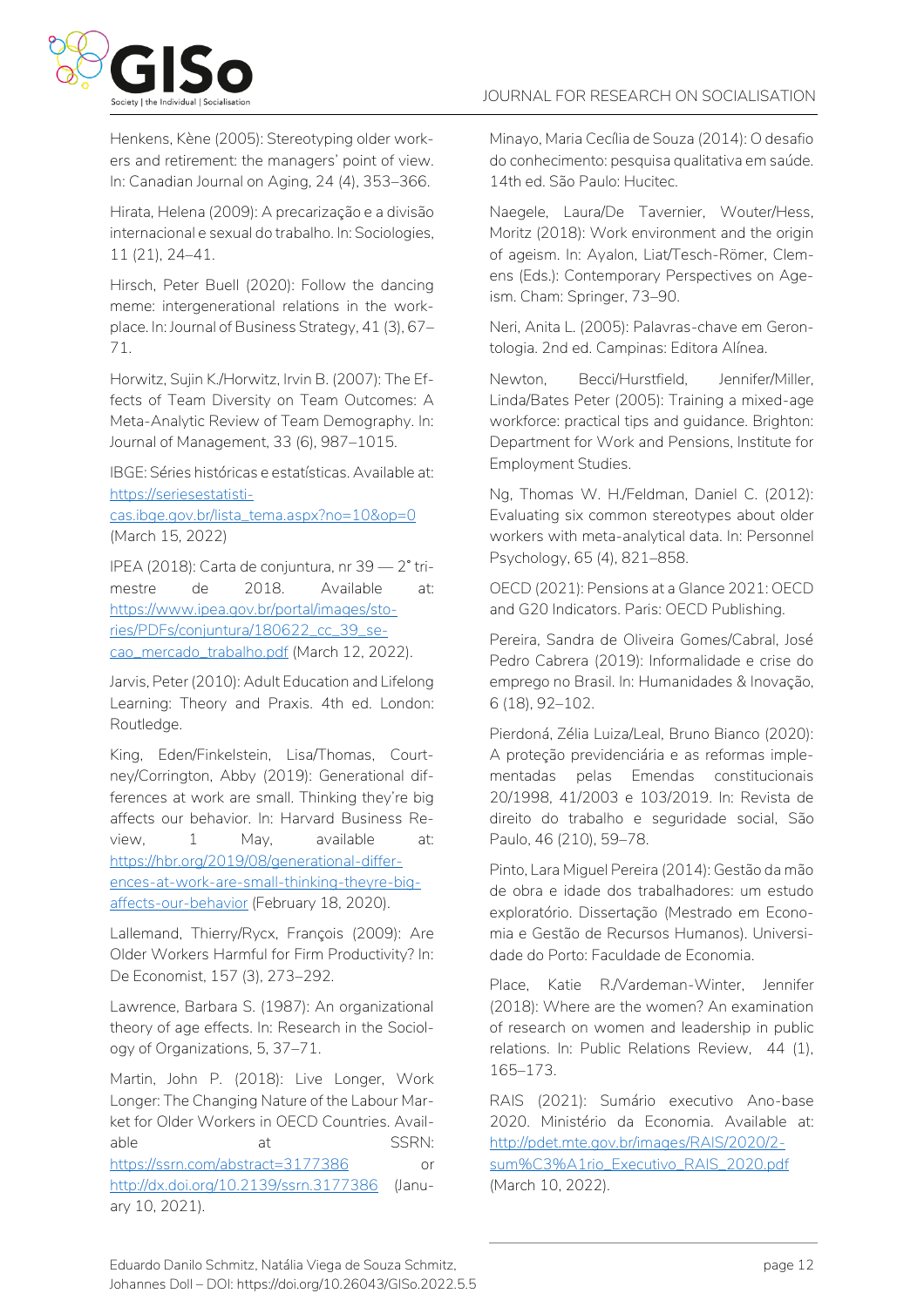Henkens, Kène (2005): Stereotyping older workers and retirement: the managers' point of view. In: Canadian Journal on Aging, 24 (4), 353–366.

Hirata, Helena (2009): A precarização e a divisão internacional e sexual do trabalho. In: Sociologies, 11 (21), 24–41.

Hirsch, Peter Buell (2020): Follow the dancing meme: intergenerational relations in the workplace. In: Journal of Business Strategy, 41 (3), 67–71.

Horwitz, Sujin K./Horwitz, Irvin B. (2007): The Effects of Team Diversity on Team Outcomes: A Meta-Analytic Review of Team Demography. In: Journal of Management, 33 (6), 987–1015.

IBGE: Séries históricas e estatísticas. Available at: https://seriesestatisticas.ibge.gov.br/lista_tema.aspx?no=10&op=0 (March 15, 2022)

IPEA (2018): Carta de conjuntura, nr 39 — 2° trimestre de 2018. Available at: https://www.ipea.gov.br/portal/images/stories/PDFs/conjuntura/180622_cc_39_secao_mercado_trabalho.pdf (March 12, 2022).

Jarvis, Peter (2010): Adult Education and Lifelong Learning: Theory and Praxis. 4th ed. London: Routledge.

King, Eden/Finkelstein, Lisa/Thomas, Courtney/Corrington, Abby (2019): Generational differences at work are small. Thinking they're big affects our behavior. In: Harvard Business Review, 1 May, available at: https://hbr.org/2019/08/generational-differences-at-work-are-small-thinking-theyre-big-affects-our-behavior (February 18, 2020).

Lallemand, Thierry/Rycx, François (2009): Are Older Workers Harmful for Firm Productivity? In: De Economist, 157 (3), 273–292.

Lawrence, Barbara S. (1987): An organizational theory of age effects. In: Research in the Sociology of Organizations, 5, 37–71.

Martin, John P. (2018): Live Longer, Work Longer: The Changing Nature of the Labour Market for Older Workers in OECD Countries. Available at SSRN: https://ssrn.com/abstract=3177386 or http://dx.doi.org/10.2139/ssrn.3177386 (January 10, 2021).

Minayo, Maria Cecília de Souza (2014): O desafio do conhecimento: pesquisa qualitativa em saúde. 14th ed. São Paulo: Hucitec.

Naegele, Laura/De Tavernier, Wouter/Hess, Moritz (2018): Work environment and the origin of ageism. In: Ayalon, Liat/Tesch-Römer, Clemens (Eds.): Contemporary Perspectives on Ageism. Cham: Springer, 73–90.

Neri, Anita L. (2005): Palavras-chave em Gerontologia. 2nd ed. Campinas: Editora Alínea.

Newton, Becci/Hurstfield, Jennifer/Miller, Linda/Bates Peter (2005): Training a mixed-age workforce: practical tips and guidance. Brighton: Department for Work and Pensions, Institute for Employment Studies.

Ng, Thomas W. H./Feldman, Daniel C. (2012): Evaluating six common stereotypes about older workers with meta-analytical data. In: Personnel Psychology, 65 (4), 821–858.

OECD (2021): Pensions at a Glance 2021: OECD and G20 Indicators. Paris: OECD Publishing.

Pereira, Sandra de Oliveira Gomes/Cabral, José Pedro Cabrera (2019): Informalidade e crise do emprego no Brasil. In: Humanidades & Inovação, 6 (18), 92–102.

Pierdoná, Zélia Luiza/Leal, Bruno Bianco (2020): A proteção previdenciária e as reformas implementadas pelas Emendas constitucionais 20/1998, 41/2003 e 103/2019. In: Revista de direito do trabalho e seguridade social, São Paulo, 46 (210), 59–78.

Pinto, Lara Miguel Pereira (2014): Gestão da mão de obra e idade dos trabalhadores: um estudo exploratório. Dissertação (Mestrado em Economia e Gestão de Recursos Humanos). Universidade do Porto: Faculdade de Economia.

Place, Katie R./Vardeman-Winter, Jennifer (2018): Where are the women? An examination of research on women and leadership in public relations. In: Public Relations Review, 44 (1), 165–173.

RAIS (2021): Sumário executivo Ano-base 2020. Ministério da Economia. Available at: http://pdet.mte.gov.br/images/RAIS/2020/2-sum%C3%A1rio_Executivo_RAIS_2020.pdf (March 10, 2022).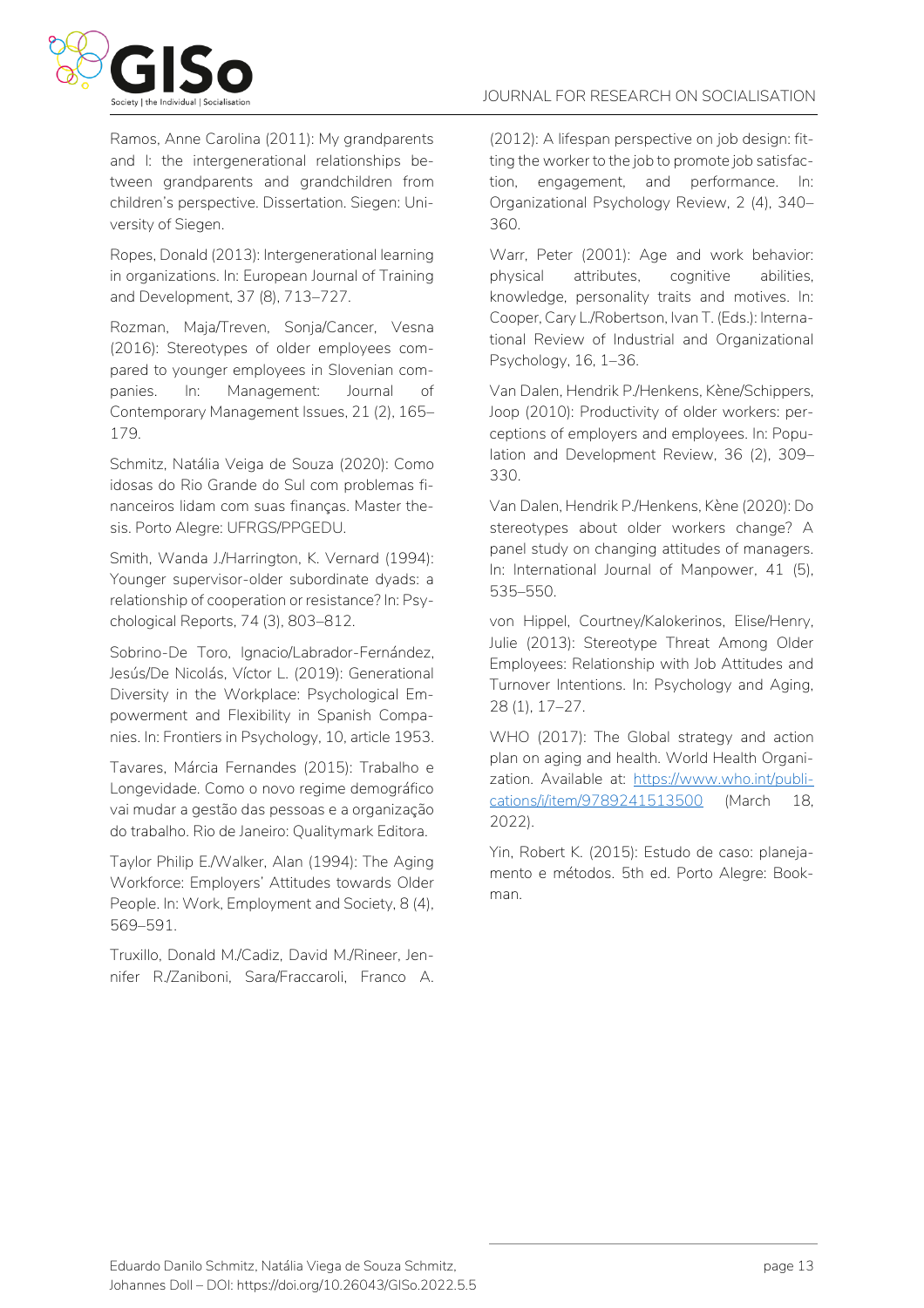Ramos, Anne Carolina (2011): My grandparents and I: the intergenerational relationships between grandparents and grandchildren from children's perspective. Dissertation. Siegen: University of Siegen.

Ropes, Donald (2013): Intergenerational learning in organizations. In: European Journal of Training and Development, 37 (8), 713–727.

Rozman, Maja/Treven, Sonja/Cancer, Vesna (2016): Stereotypes of older employees compared to younger employees in Slovenian companies. In: Management: Journal of Contemporary Management Issues, 21 (2), 165–179.

Schmitz, Natália Veiga de Souza (2020): Como idosas do Rio Grande do Sul com problemas financeiros lidam com suas finanças. Master thesis. Porto Alegre: UFRGS/PPGEDU.

Smith, Wanda J./Harrington, K. Vernard (1994): Younger supervisor-older subordinate dyads: a relationship of cooperation or resistance? In: Psychological Reports, 74 (3), 803–812.

Sobrino-De Toro, Ignacio/Labrador-Fernández, Jesús/De Nicolás, Víctor L. (2019): Generational Diversity in the Workplace: Psychological Empowerment and Flexibility in Spanish Companies. In: Frontiers in Psychology, 10, article 1953.

Tavares, Márcia Fernandes (2015): Trabalho e Longevidade. Como o novo regime demográfico vai mudar a gestão das pessoas e a organização do trabalho. Rio de Janeiro: Qualitymark Editora.

Taylor Philip E./Walker, Alan (1994): The Aging Workforce: Employers' Attitudes towards Older People. In: Work, Employment and Society, 8 (4), 569–591.

Truxillo, Donald M./Cadiz, David M./Rineer, Jennifer R./Zaniboni, Sara/Fraccaroli, Franco A. (2012): A lifespan perspective on job design: fitting the worker to the job to promote job satisfaction, engagement, and performance. In: Organizational Psychology Review, 2 (4), 340–360.

Warr, Peter (2001): Age and work behavior: physical attributes, cognitive abilities, knowledge, personality traits and motives. In: Cooper, Cary L./Robertson, Ivan T. (Eds.): International Review of Industrial and Organizational Psychology, 16, 1–36.

Van Dalen, Hendrik P./Henkens, Kène/Schippers, Joop (2010): Productivity of older workers: perceptions of employers and employees. In: Population and Development Review, 36 (2), 309–330.

Van Dalen, Hendrik P./Henkens, Kène (2020): Do stereotypes about older workers change? A panel study on changing attitudes of managers. In: International Journal of Manpower, 41 (5), 535–550.

von Hippel, Courtney/Kalokerinos, Elise/Henry, Julie (2013): Stereotype Threat Among Older Employees: Relationship with Job Attitudes and Turnover Intentions. In: Psychology and Aging, 28 (1), 17–27.

WHO (2017): The Global strategy and action plan on aging and health. World Health Organization. Available at: https://www.who.int/publications/i/item/9789241513500 (March 18, 2022).

Yin, Robert K. (2015): Estudo de caso: planejamento e métodos. 5th ed. Porto Alegre: Bookman.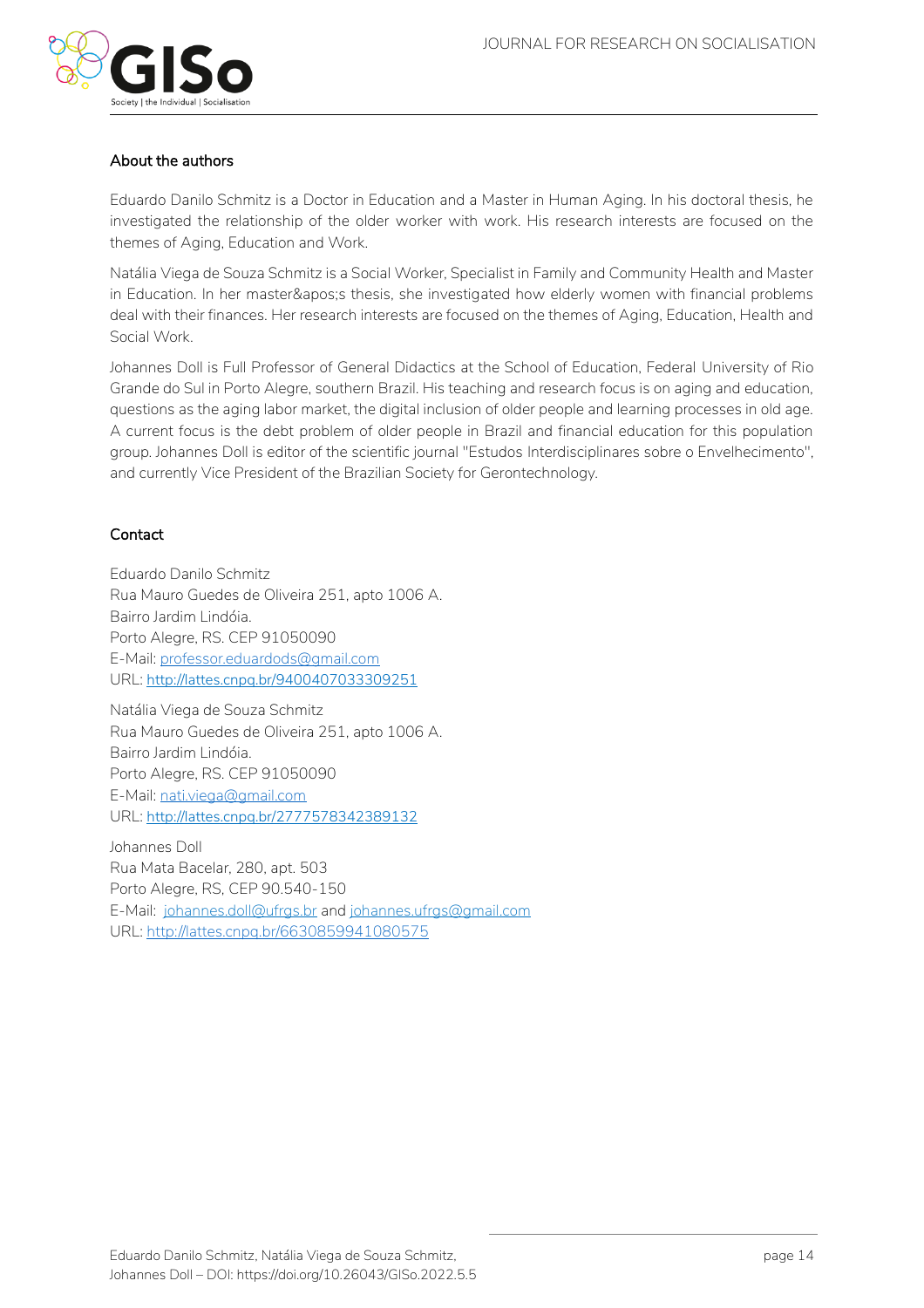## About the authors

Eduardo Danilo Schmitz is a Doctor in Education and a Master in Human Aging. In his doctoral thesis, he investigated the relationship of the older worker with work. His research interests are focused on the themes of Aging, Education and Work.

Natália Viega de Souza Schmitz is a Social Worker, Specialist in Family and Community Health and Master in Education. In her master&apos;s thesis, she investigated how elderly women with financial problems deal with their finances. Her research interests are focused on the themes of Aging, Education, Health and Social Work.

Johannes Doll is Full Professor of General Didactics at the School of Education, Federal University of Rio Grande do Sul in Porto Alegre, southern Brazil. His teaching and research focus is on aging and education, questions as the aging labor market, the digital inclusion of older people and learning processes in old age. A current focus is the debt problem of older people in Brazil and financial education for this population group. Johannes Doll is editor of the scientific journal "Estudos Interdisciplinares sobre o Envelhecimento", and currently Vice President of the Brazilian Society for Gerontechnology.

## Contact

Eduardo Danilo Schmitz
Rua Mauro Guedes de Oliveira 251, apto 1006 A.
Bairro Jardim Lindóia.
Porto Alegre, RS. CEP 91050090
E-Mail: professor.eduardods@gmail.com
URL: http://lattes.cnpq.br/9400407033309251

Natália Viega de Souza Schmitz
Rua Mauro Guedes de Oliveira 251, apto 1006 A.
Bairro Jardim Lindóia.
Porto Alegre, RS. CEP 91050090
E-Mail: nati.viega@gmail.com
URL: http://lattes.cnpq.br/2777578342389132

Johannes Doll
Rua Mata Bacelar, 280, apt. 503
Porto Alegre, RS, CEP 90.540-150
E-Mail: johannes.doll@ufrgs.br and johannes.ufrgs@gmail.com
URL: http://lattes.cnpq.br/6630859941080575